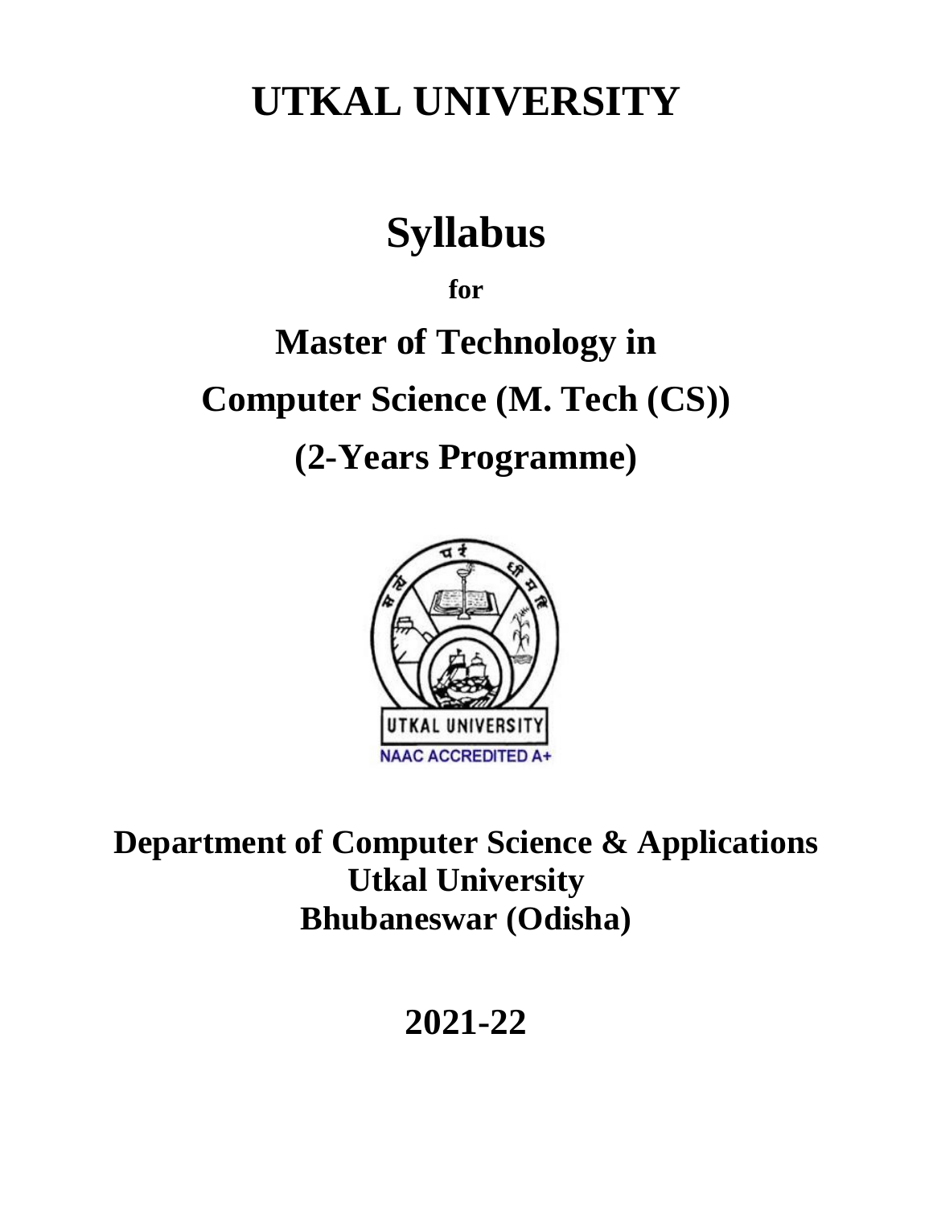# UTKAL UNIVERSITY

# Syllabus

**for**

# Master of Technology in Computer Science (M. Tech (CS)) (2-Years Programme)

**Department of Computer Science & Applications**
**Utkal University**
**Bhubaneswar (Odisha)**

**2021-22**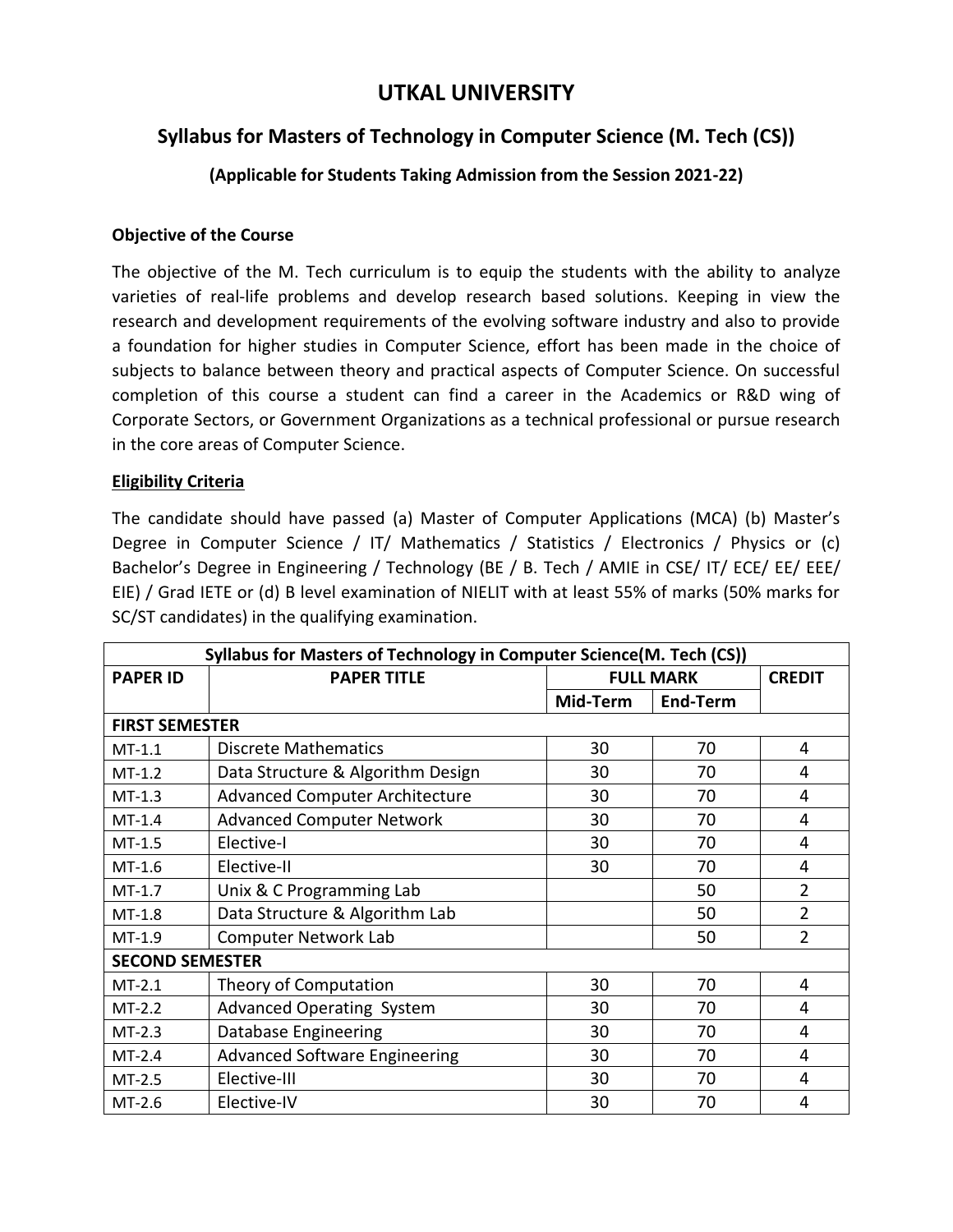# UTKAL UNIVERSITY

## Syllabus for Masters of Technology in Computer Science (M. Tech (CS))

**(Applicable for Students Taking Admission from the Session 2021-22)**

### Objective of the Course

The objective of the M. Tech curriculum is to equip the students with the ability to analyze varieties of real-life problems and develop research based solutions. Keeping in view the research and development requirements of the evolving software industry and also to provide a foundation for higher studies in Computer Science, effort has been made in the choice of subjects to balance between theory and practical aspects of Computer Science. On successful completion of this course a student can find a career in the Academics or R&D wing of Corporate Sectors, or Government Organizations as a technical professional or pursue research in the core areas of Computer Science.

### Eligibility Criteria

The candidate should have passed (a) Master of Computer Applications (MCA) (b) Master's Degree in Computer Science / IT/ Mathematics / Statistics / Electronics / Physics or (c) Bachelor's Degree in Engineering / Technology (BE / B. Tech / AMIE in CSE/ IT/ ECE/ EE/ EEE/ EIE) / Grad IETE or (d) B level examination of NIELIT with at least 55% of marks (50% marks for SC/ST candidates) in the qualifying examination.

| **Syllabus for Masters of Technology in Computer Science(M. Tech (CS))** | | | | |
|---|---|---|---|---|
| **PAPER ID** | **PAPER TITLE** | **FULL MARK** | | **CREDIT** |
| | | **Mid-Term** | **End-Term** | |
| **FIRST SEMESTER** | | | | |
| MT-1.1 | Discrete Mathematics | 30 | 70 | 4 |
| MT-1.2 | Data Structure & Algorithm Design | 30 | 70 | 4 |
| MT-1.3 | Advanced Computer Architecture | 30 | 70 | 4 |
| MT-1.4 | Advanced Computer Network | 30 | 70 | 4 |
| MT-1.5 | Elective-I | 30 | 70 | 4 |
| MT-1.6 | Elective-II | 30 | 70 | 4 |
| MT-1.7 | Unix & C Programming Lab | | 50 | 2 |
| MT-1.8 | Data Structure & Algorithm Lab | | 50 | 2 |
| MT-1.9 | Computer Network Lab | | 50 | 2 |
| **SECOND SEMESTER** | | | | |
| MT-2.1 | Theory of Computation | 30 | 70 | 4 |
| MT-2.2 | Advanced Operating System | 30 | 70 | 4 |
| MT-2.3 | Database Engineering | 30 | 70 | 4 |
| MT-2.4 | Advanced Software Engineering | 30 | 70 | 4 |
| MT-2.5 | Elective-III | 30 | 70 | 4 |
| MT-2.6 | Elective-IV | 30 | 70 | 4 |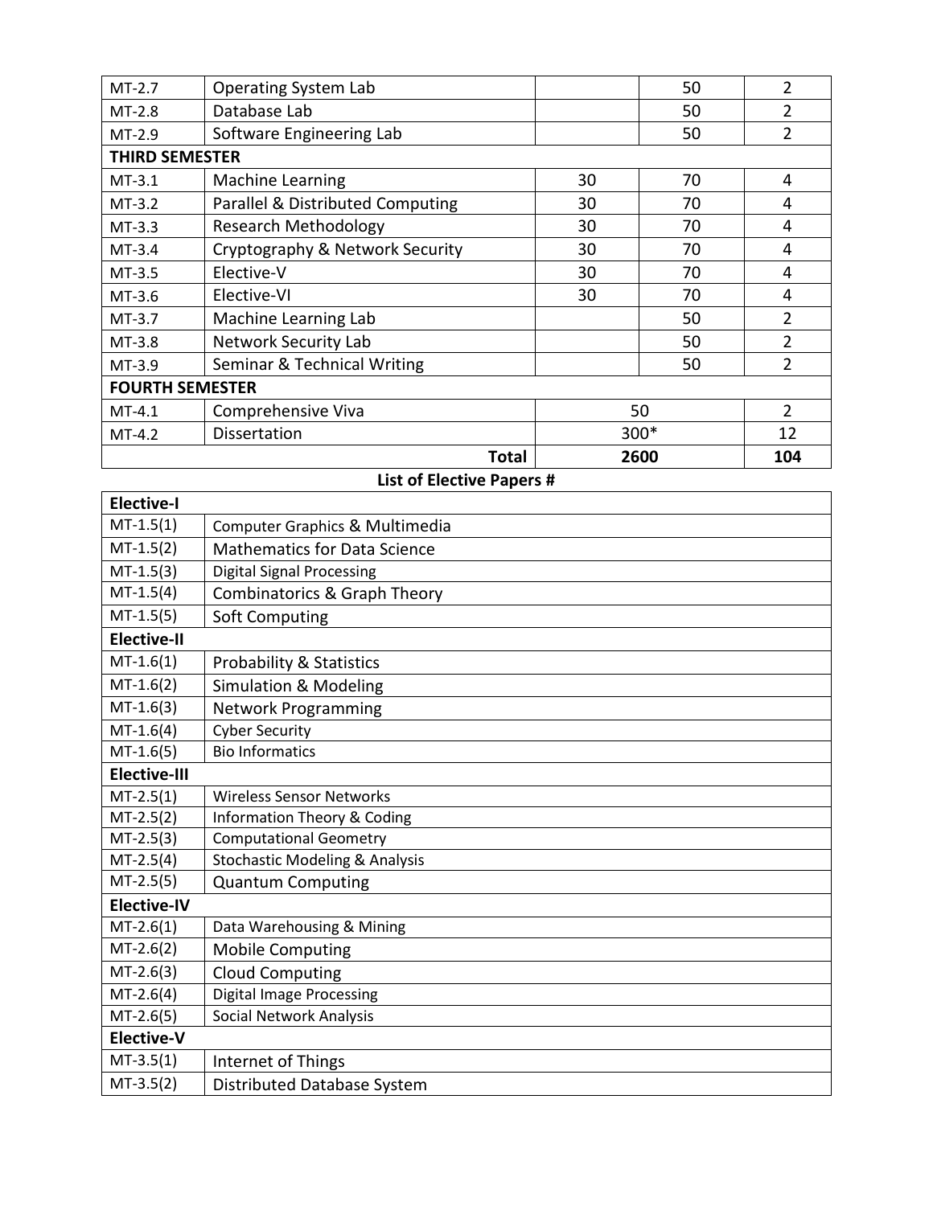| | | | | |
|---|---|---|---|---|
| MT-2.7 | Operating System Lab | | 50 | 2 |
| MT-2.8 | Database Lab | | 50 | 2 |
| MT-2.9 | Software Engineering Lab | | 50 | 2 |
| **THIRD SEMESTER** | | | | |
| MT-3.1 | Machine Learning | 30 | 70 | 4 |
| MT-3.2 | Parallel & Distributed Computing | 30 | 70 | 4 |
| MT-3.3 | Research Methodology | 30 | 70 | 4 |
| MT-3.4 | Cryptography & Network Security | 30 | 70 | 4 |
| MT-3.5 | Elective-V | 30 | 70 | 4 |
| MT-3.6 | Elective-VI | 30 | 70 | 4 |
| MT-3.7 | Machine Learning Lab | | 50 | 2 |
| MT-3.8 | Network Security Lab | | 50 | 2 |
| MT-3.9 | Seminar & Technical Writing | | 50 | 2 |
| **FOURTH SEMESTER** | | | | |
| MT-4.1 | Comprehensive Viva | 50 | | 2 |
| MT-4.2 | Dissertation | 300* | | 12 |
| | **Total** | **2600** | | **104** |

**List of Elective Papers #**

| | |
|---|---|
| **Elective-I** | |
| MT-1.5(1) | Computer Graphics & Multimedia |
| MT-1.5(2) | Mathematics for Data Science |
| MT-1.5(3) | Digital Signal Processing |
| MT-1.5(4) | Combinatorics & Graph Theory |
| MT-1.5(5) | Soft Computing |
| **Elective-II** | |
| MT-1.6(1) | Probability & Statistics |
| MT-1.6(2) | Simulation & Modeling |
| MT-1.6(3) | Network Programming |
| MT-1.6(4) | Cyber Security |
| MT-1.6(5) | Bio Informatics |
| **Elective-III** | |
| MT-2.5(1) | Wireless Sensor Networks |
| MT-2.5(2) | Information Theory & Coding |
| MT-2.5(3) | Computational Geometry |
| MT-2.5(4) | Stochastic Modeling & Analysis |
| MT-2.5(5) | Quantum Computing |
| **Elective-IV** | |
| MT-2.6(1) | Data Warehousing & Mining |
| MT-2.6(2) | Mobile Computing |
| MT-2.6(3) | Cloud Computing |
| MT-2.6(4) | Digital Image Processing |
| MT-2.6(5) | Social Network Analysis |
| **Elective-V** | |
| MT-3.5(1) | Internet of Things |
| MT-3.5(2) | Distributed Database System |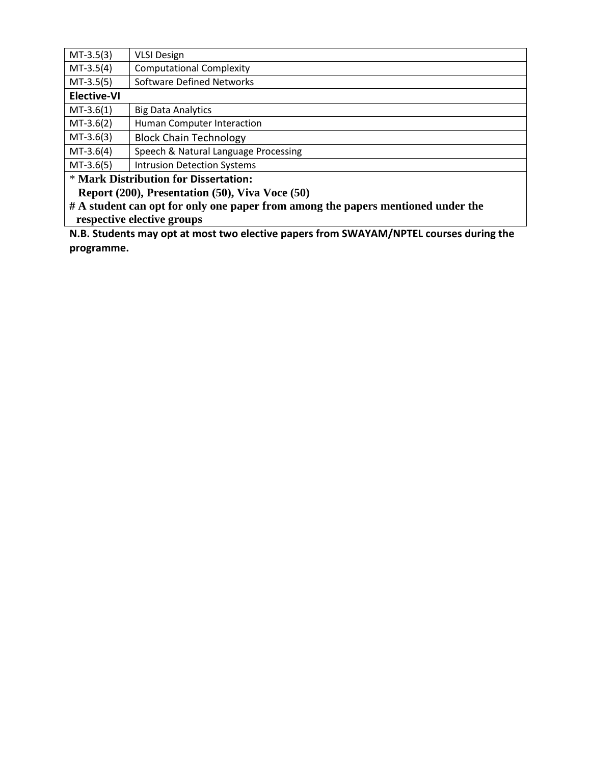| | |
|---|---|
| MT-3.5(3) | VLSI Design |
| MT-3.5(4) | Computational Complexity |
| MT-3.5(5) | Software Defined Networks |
| **Elective-VI** | |
| MT-3.6(1) | Big Data Analytics |
| MT-3.6(2) | Human Computer Interaction |
| MT-3.6(3) | Block Chain Technology |
| MT-3.6(4) | Speech & Natural Language Processing |
| MT-3.6(5) | Intrusion Detection Systems |

\* **Mark Distribution for Dissertation:**
**Report (200), Presentation (50), Viva Voce (50)**

**# A student can opt for only one paper from among the papers mentioned under the respective elective groups**

**N.B. Students may opt at most two elective papers from SWAYAM/NPTEL courses during the programme.**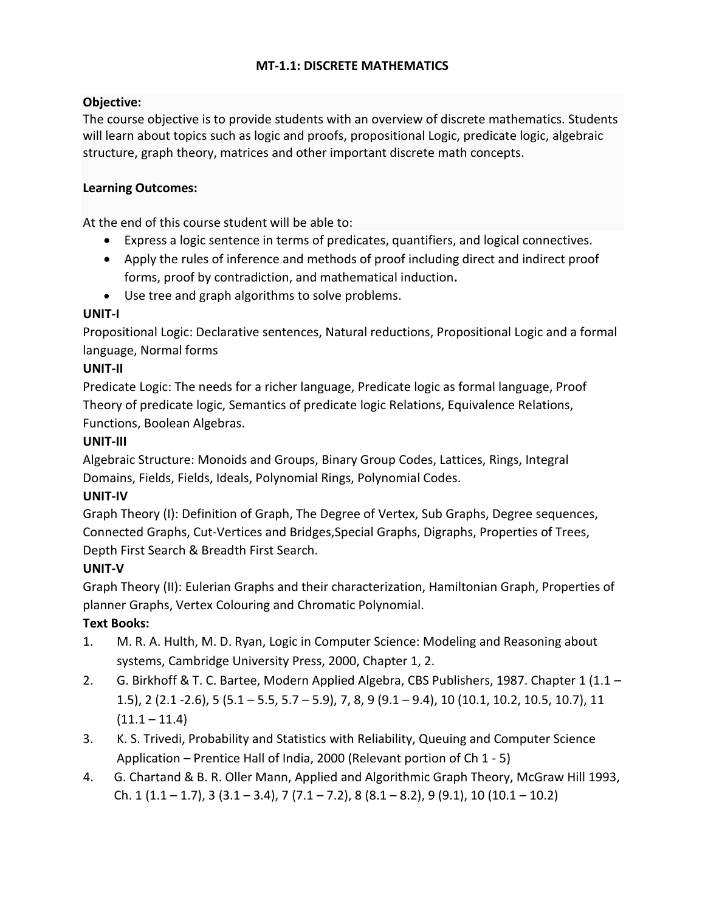# MT-1.1: DISCRETE MATHEMATICS

**Objective:**
The course objective is to provide students with an overview of discrete mathematics. Students will learn about topics such as logic and proofs, propositional Logic, predicate logic, algebraic structure, graph theory, matrices and other important discrete math concepts.

**Learning Outcomes:**

At the end of this course student will be able to:

- Express a logic sentence in terms of predicates, quantifiers, and logical connectives.
- Apply the rules of inference and methods of proof including direct and indirect proof forms, proof by contradiction, and mathematical induction**.**
- Use tree and graph algorithms to solve problems.

**UNIT-I**

Propositional Logic: Declarative sentences, Natural reductions, Propositional Logic and a formal language, Normal forms

**UNIT-II**

Predicate Logic: The needs for a richer language, Predicate logic as formal language, Proof Theory of predicate logic, Semantics of predicate logic Relations, Equivalence Relations, Functions, Boolean Algebras.

**UNIT-III**

Algebraic Structure: Monoids and Groups, Binary Group Codes, Lattices, Rings, Integral Domains, Fields, Fields, Ideals, Polynomial Rings, Polynomial Codes.

**UNIT-IV**

Graph Theory (I): Definition of Graph, The Degree of Vertex, Sub Graphs, Degree sequences, Connected Graphs, Cut-Vertices and Bridges,Special Graphs, Digraphs, Properties of Trees, Depth First Search & Breadth First Search.

**UNIT-V**

Graph Theory (II): Eulerian Graphs and their characterization, Hamiltonian Graph, Properties of planner Graphs, Vertex Colouring and Chromatic Polynomial.

**Text Books:**

1. M. R. A. Hulth, M. D. Ryan, Logic in Computer Science: Modeling and Reasoning about systems, Cambridge University Press, 2000, Chapter 1, 2.
2. G. Birkhoff & T. C. Bartee, Modern Applied Algebra, CBS Publishers, 1987. Chapter 1 (1.1 – 1.5), 2 (2.1 -2.6), 5 (5.1 – 5.5, 5.7 – 5.9), 7, 8, 9 (9.1 – 9.4), 10 (10.1, 10.2, 10.5, 10.7), 11 (11.1 – 11.4)
3. K. S. Trivedi, Probability and Statistics with Reliability, Queuing and Computer Science Application – Prentice Hall of India, 2000 (Relevant portion of Ch 1 - 5)
4. G. Chartand & B. R. Oller Mann, Applied and Algorithmic Graph Theory, McGraw Hill 1993, Ch. 1 (1.1 – 1.7), 3 (3.1 – 3.4), 7 (7.1 – 7.2), 8 (8.1 – 8.2), 9 (9.1), 10 (10.1 – 10.2)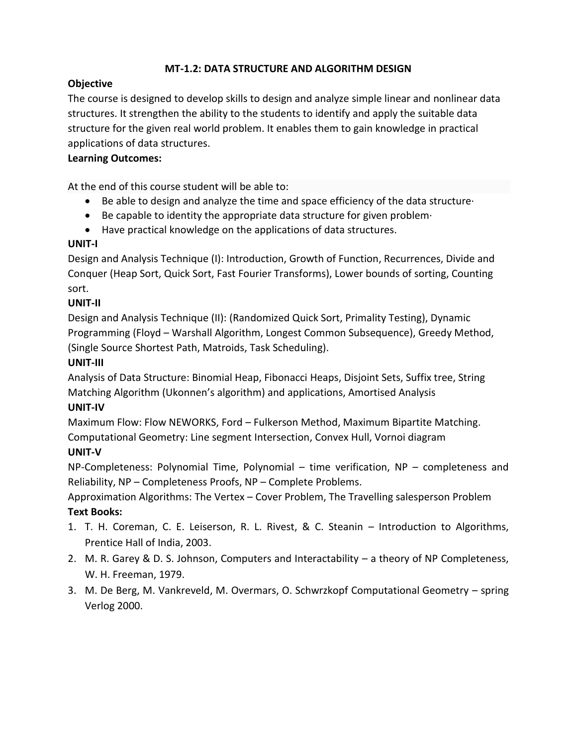## MT-1.2: DATA STRUCTURE AND ALGORITHM DESIGN

**Objective**

The course is designed to develop skills to design and analyze simple linear and nonlinear data structures. It strengthen the ability to the students to identify and apply the suitable data structure for the given real world problem. It enables them to gain knowledge in practical applications of data structures.

**Learning Outcomes:**

At the end of this course student will be able to:

- Be able to design and analyze the time and space efficiency of the data structure·
- Be capable to identity the appropriate data structure for given problem·
- Have practical knowledge on the applications of data structures.

**UNIT-I**

Design and Analysis Technique (I): Introduction, Growth of Function, Recurrences, Divide and Conquer (Heap Sort, Quick Sort, Fast Fourier Transforms), Lower bounds of sorting, Counting sort.

**UNIT-II**

Design and Analysis Technique (II): (Randomized Quick Sort, Primality Testing), Dynamic Programming (Floyd – Warshall Algorithm, Longest Common Subsequence), Greedy Method, (Single Source Shortest Path, Matroids, Task Scheduling).

**UNIT-III**

Analysis of Data Structure: Binomial Heap, Fibonacci Heaps, Disjoint Sets, Suffix tree, String Matching Algorithm (Ukonnen's algorithm) and applications, Amortised Analysis

**UNIT-IV**

Maximum Flow: Flow NEWORKS, Ford – Fulkerson Method, Maximum Bipartite Matching.
Computational Geometry: Line segment Intersection, Convex Hull, Vornoi diagram

**UNIT-V**

NP-Completeness: Polynomial Time, Polynomial – time verification, NP – completeness and Reliability, NP – Completeness Proofs, NP – Complete Problems.
Approximation Algorithms: The Vertex – Cover Problem, The Travelling salesperson Problem

**Text Books:**

1. T. H. Coreman, C. E. Leiserson, R. L. Rivest, & C. Steanin – Introduction to Algorithms, Prentice Hall of India, 2003.
2. M. R. Garey & D. S. Johnson, Computers and Interactability – a theory of NP Completeness, W. H. Freeman, 1979.
3. M. De Berg, M. Vankreveld, M. Overmars, O. Schwrzkopf Computational Geometry – spring Verlog 2000.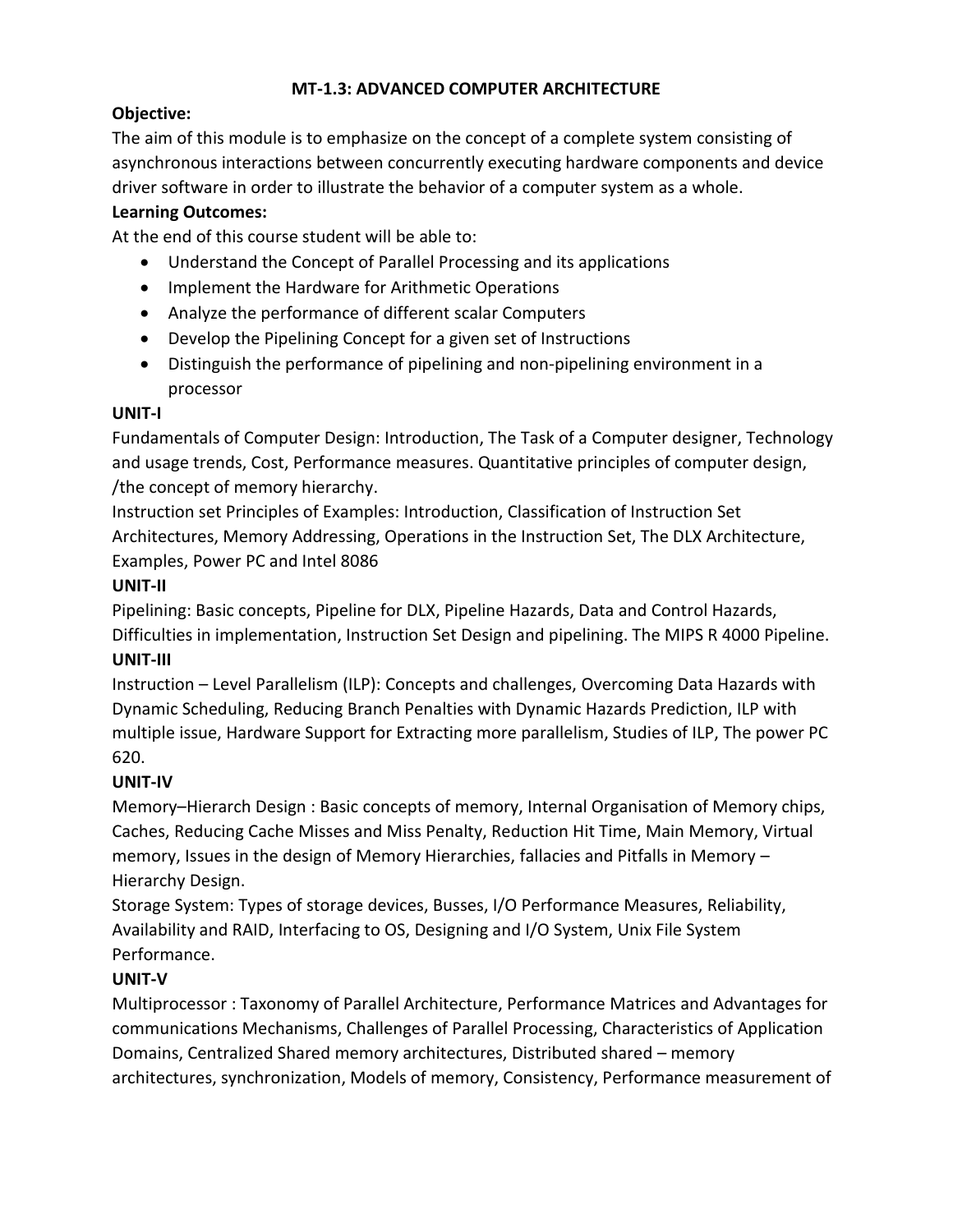## MT-1.3: ADVANCED COMPUTER ARCHITECTURE

**Objective:**

The aim of this module is to emphasize on the concept of a complete system consisting of asynchronous interactions between concurrently executing hardware components and device driver software in order to illustrate the behavior of a computer system as a whole.

**Learning Outcomes:**

At the end of this course student will be able to:

- Understand the Concept of Parallel Processing and its applications
- Implement the Hardware for Arithmetic Operations
- Analyze the performance of different scalar Computers
- Develop the Pipelining Concept for a given set of Instructions
- Distinguish the performance of pipelining and non-pipelining environment in a processor

**UNIT-I**

Fundamentals of Computer Design: Introduction, The Task of a Computer designer, Technology and usage trends, Cost, Performance measures. Quantitative principles of computer design, /the concept of memory hierarchy.

Instruction set Principles of Examples: Introduction, Classification of Instruction Set Architectures, Memory Addressing, Operations in the Instruction Set, The DLX Architecture, Examples, Power PC and Intel 8086

**UNIT-II**

Pipelining: Basic concepts, Pipeline for DLX, Pipeline Hazards, Data and Control Hazards, Difficulties in implementation, Instruction Set Design and pipelining. The MIPS R 4000 Pipeline.

**UNIT-III**

Instruction – Level Parallelism (ILP): Concepts and challenges, Overcoming Data Hazards with Dynamic Scheduling, Reducing Branch Penalties with Dynamic Hazards Prediction, ILP with multiple issue, Hardware Support for Extracting more parallelism, Studies of ILP, The power PC 620.

**UNIT-IV**

Memory–Hierarch Design : Basic concepts of memory, Internal Organisation of Memory chips, Caches, Reducing Cache Misses and Miss Penalty, Reduction Hit Time, Main Memory, Virtual memory, Issues in the design of Memory Hierarchies, fallacies and Pitfalls in Memory – Hierarchy Design.

Storage System: Types of storage devices, Busses, I/O Performance Measures, Reliability, Availability and RAID, Interfacing to OS, Designing and I/O System, Unix File System Performance.

**UNIT-V**

Multiprocessor : Taxonomy of Parallel Architecture, Performance Matrices and Advantages for communications Mechanisms, Challenges of Parallel Processing, Characteristics of Application Domains, Centralized Shared memory architectures, Distributed shared – memory architectures, synchronization, Models of memory, Consistency, Performance measurement of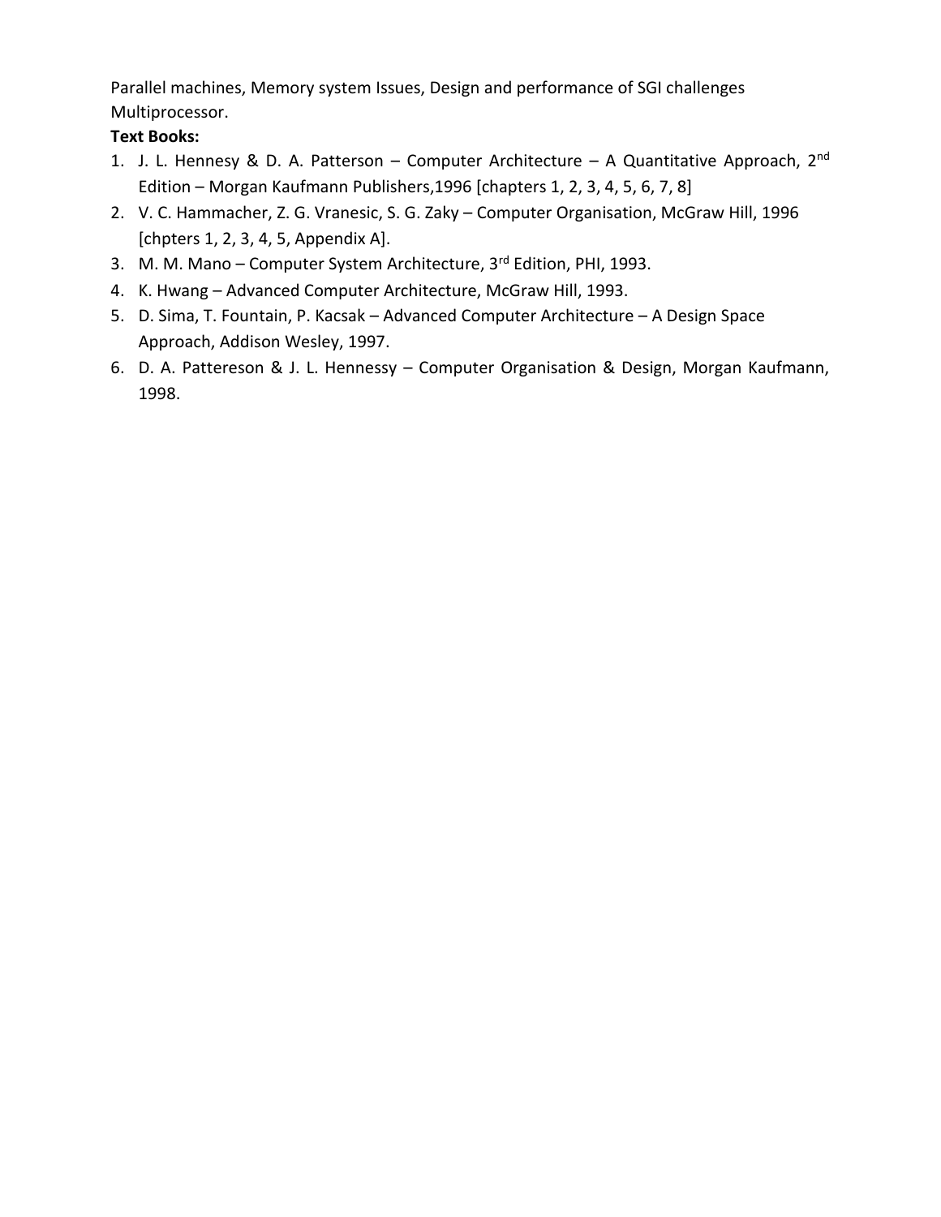Parallel machines, Memory system Issues, Design and performance of SGI challenges Multiprocessor.

**Text Books:**

1. J. L. Hennesy & D. A. Patterson – Computer Architecture – A Quantitative Approach, 2nd Edition – Morgan Kaufmann Publishers,1996 [chapters 1, 2, 3, 4, 5, 6, 7, 8]
2. V. C. Hammacher, Z. G. Vranesic, S. G. Zaky – Computer Organisation, McGraw Hill, 1996 [chpters 1, 2, 3, 4, 5, Appendix A].
3. M. M. Mano – Computer System Architecture, 3rd Edition, PHI, 1993.
4. K. Hwang – Advanced Computer Architecture, McGraw Hill, 1993.
5. D. Sima, T. Fountain, P. Kacsak – Advanced Computer Architecture – A Design Space Approach, Addison Wesley, 1997.
6. D. A. Pattereson & J. L. Hennessy – Computer Organisation & Design, Morgan Kaufmann, 1998.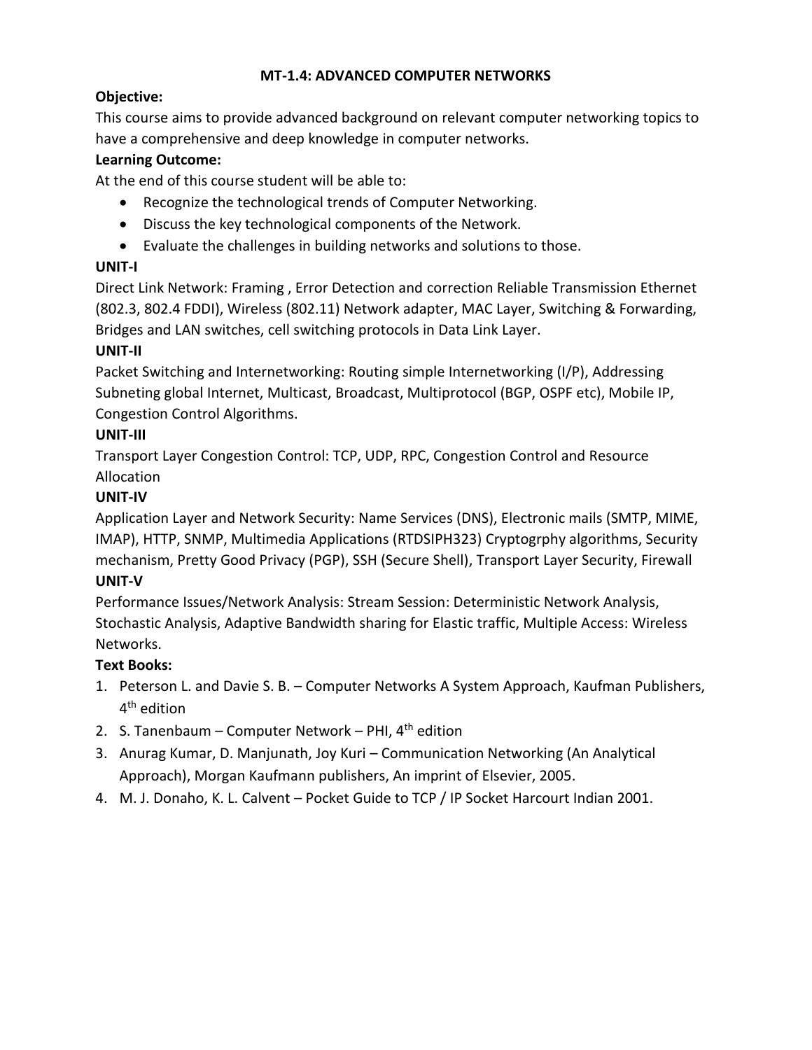## MT-1.4: ADVANCED COMPUTER NETWORKS

**Objective:**

This course aims to provide advanced background on relevant computer networking topics to have a comprehensive and deep knowledge in computer networks.

**Learning Outcome:**

At the end of this course student will be able to:

- Recognize the technological trends of Computer Networking.
- Discuss the key technological components of the Network.
- Evaluate the challenges in building networks and solutions to those.

**UNIT-I**

Direct Link Network: Framing , Error Detection and correction Reliable Transmission Ethernet (802.3, 802.4 FDDI), Wireless (802.11) Network adapter, MAC Layer, Switching & Forwarding, Bridges and LAN switches, cell switching protocols in Data Link Layer.

**UNIT-II**

Packet Switching and Internetworking: Routing simple Internetworking (I/P), Addressing Subneting global Internet, Multicast, Broadcast, Multiprotocol (BGP, OSPF etc), Mobile IP, Congestion Control Algorithms.

**UNIT-III**

Transport Layer Congestion Control: TCP, UDP, RPC, Congestion Control and Resource Allocation

**UNIT-IV**

Application Layer and Network Security: Name Services (DNS), Electronic mails (SMTP, MIME, IMAP), HTTP, SNMP, Multimedia Applications (RTDSIPH323) Cryptogrphy algorithms, Security mechanism, Pretty Good Privacy (PGP), SSH (Secure Shell), Transport Layer Security, Firewall

**UNIT-V**

Performance Issues/Network Analysis: Stream Session: Deterministic Network Analysis, Stochastic Analysis, Adaptive Bandwidth sharing for Elastic traffic, Multiple Access: Wireless Networks.

**Text Books:**

1. Peterson L. and Davie S. B. – Computer Networks A System Approach, Kaufman Publishers, 4th edition
2. S. Tanenbaum – Computer Network – PHI, 4th edition
3. Anurag Kumar, D. Manjunath, Joy Kuri – Communication Networking (An Analytical Approach), Morgan Kaufmann publishers, An imprint of Elsevier, 2005.
4. M. J. Donaho, K. L. Calvent – Pocket Guide to TCP / IP Socket Harcourt Indian 2001.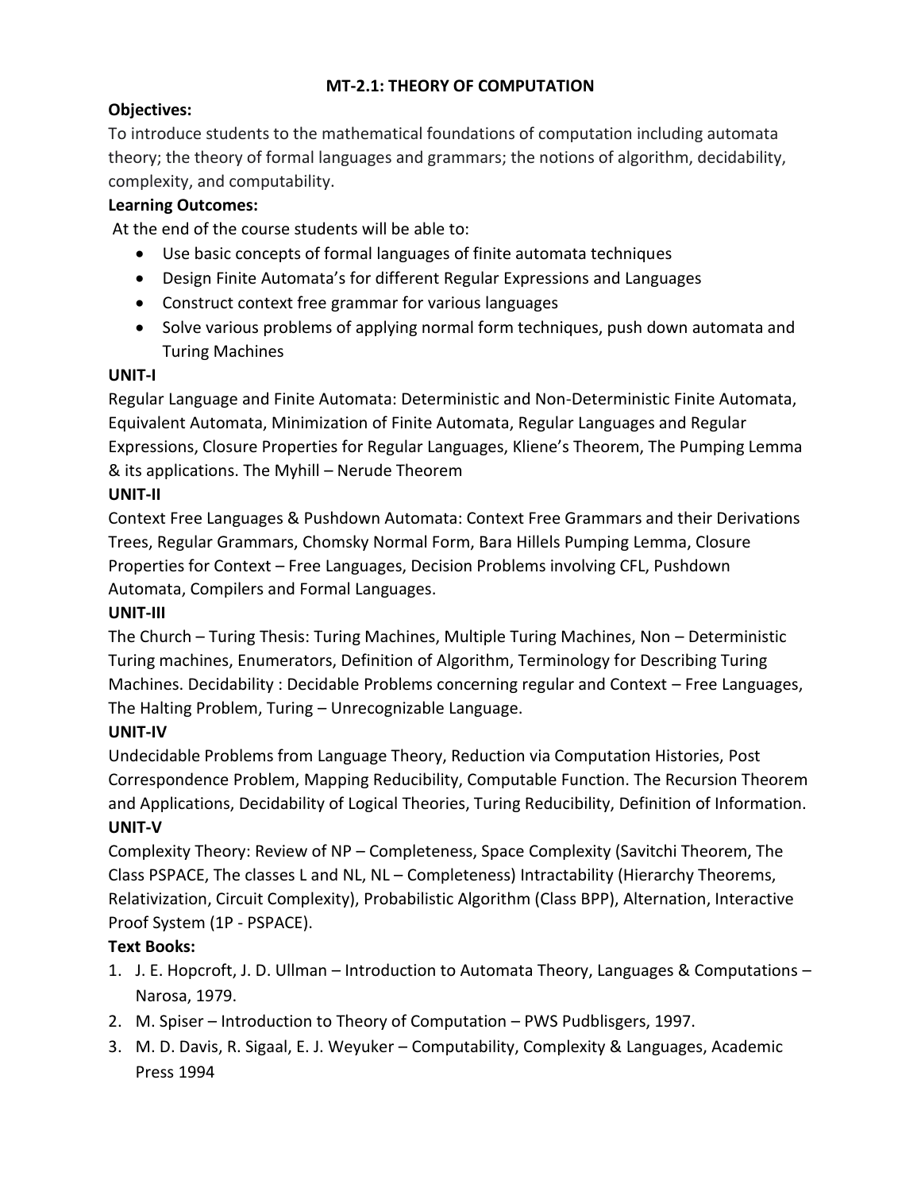# MT-2.1: THEORY OF COMPUTATION

**Objectives:**

To introduce students to the mathematical foundations of computation including automata theory; the theory of formal languages and grammars; the notions of algorithm, decidability, complexity, and computability.

**Learning Outcomes:**

At the end of the course students will be able to:

- Use basic concepts of formal languages of finite automata techniques
- Design Finite Automata's for different Regular Expressions and Languages
- Construct context free grammar for various languages
- Solve various problems of applying normal form techniques, push down automata and Turing Machines

**UNIT-I**

Regular Language and Finite Automata: Deterministic and Non-Deterministic Finite Automata, Equivalent Automata, Minimization of Finite Automata, Regular Languages and Regular Expressions, Closure Properties for Regular Languages, Kliene's Theorem, The Pumping Lemma & its applications. The Myhill – Nerude Theorem

**UNIT-II**

Context Free Languages & Pushdown Automata: Context Free Grammars and their Derivations Trees, Regular Grammars, Chomsky Normal Form, Bara Hillels Pumping Lemma, Closure Properties for Context – Free Languages, Decision Problems involving CFL, Pushdown Automata, Compilers and Formal Languages.

**UNIT-III**

The Church – Turing Thesis: Turing Machines, Multiple Turing Machines, Non – Deterministic Turing machines, Enumerators, Definition of Algorithm, Terminology for Describing Turing Machines. Decidability : Decidable Problems concerning regular and Context – Free Languages, The Halting Problem, Turing – Unrecognizable Language.

**UNIT-IV**

Undecidable Problems from Language Theory, Reduction via Computation Histories, Post Correspondence Problem, Mapping Reducibility, Computable Function. The Recursion Theorem and Applications, Decidability of Logical Theories, Turing Reducibility, Definition of Information.

**UNIT-V**

Complexity Theory: Review of NP – Completeness, Space Complexity (Savitchi Theorem, The Class PSPACE, The classes L and NL, NL – Completeness) Intractability (Hierarchy Theorems, Relativization, Circuit Complexity), Probabilistic Algorithm (Class BPP), Alternation, Interactive Proof System (1P - PSPACE).

**Text Books:**

1. J. E. Hopcroft, J. D. Ullman – Introduction to Automata Theory, Languages & Computations – Narosa, 1979.
2. M. Spiser – Introduction to Theory of Computation – PWS Pudblisgers, 1997.
3. M. D. Davis, R. Sigaal, E. J. Weyuker – Computability, Complexity & Languages, Academic Press 1994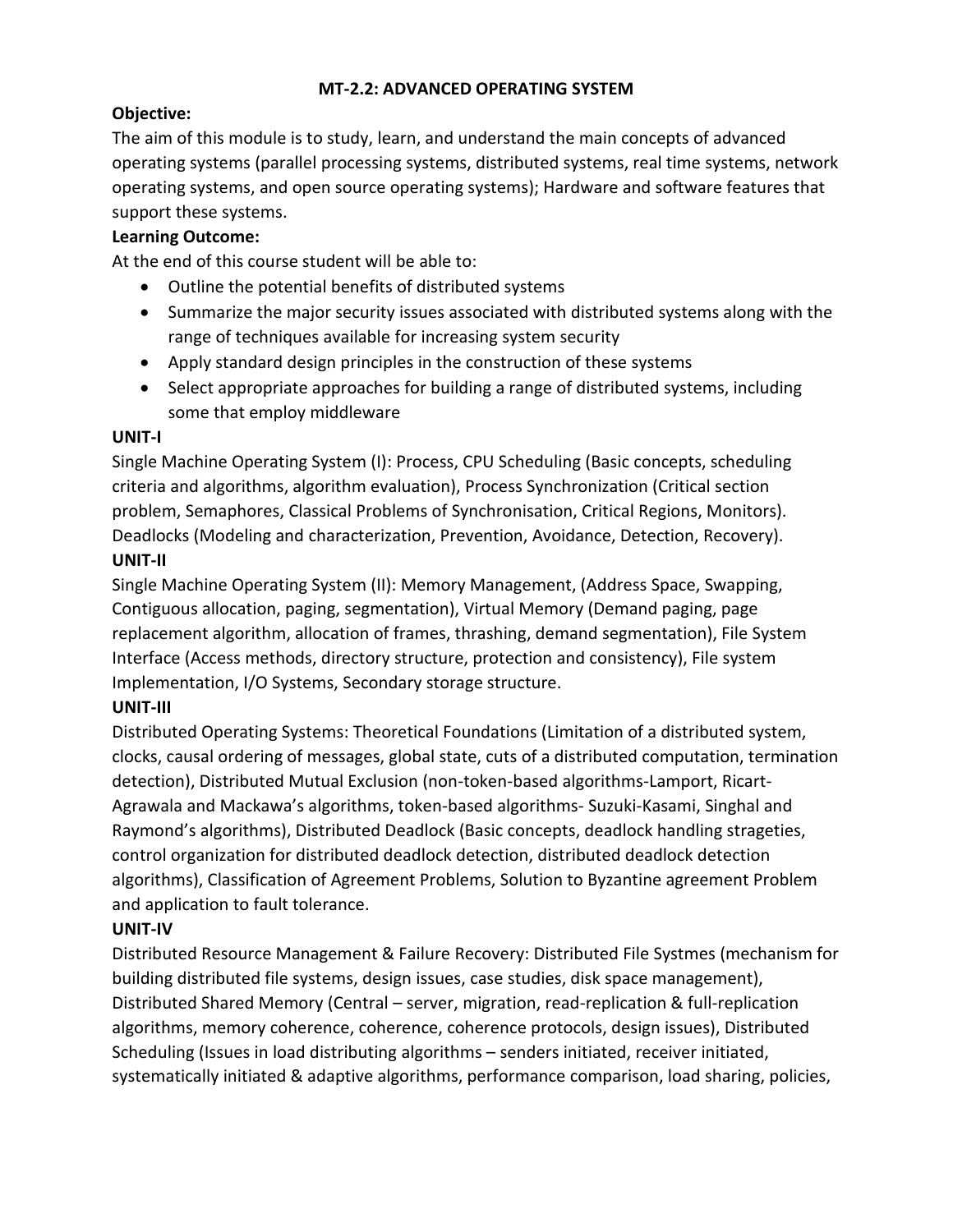# MT-2.2: ADVANCED OPERATING SYSTEM

**Objective:**

The aim of this module is to study, learn, and understand the main concepts of advanced operating systems (parallel processing systems, distributed systems, real time systems, network operating systems, and open source operating systems); Hardware and software features that support these systems.

**Learning Outcome:**

At the end of this course student will be able to:

- Outline the potential benefits of distributed systems
- Summarize the major security issues associated with distributed systems along with the range of techniques available for increasing system security
- Apply standard design principles in the construction of these systems
- Select appropriate approaches for building a range of distributed systems, including some that employ middleware

**UNIT-I**

Single Machine Operating System (I): Process, CPU Scheduling (Basic concepts, scheduling criteria and algorithms, algorithm evaluation), Process Synchronization (Critical section problem, Semaphores, Classical Problems of Synchronisation, Critical Regions, Monitors). Deadlocks (Modeling and characterization, Prevention, Avoidance, Detection, Recovery).

**UNIT-II**

Single Machine Operating System (II): Memory Management, (Address Space, Swapping, Contiguous allocation, paging, segmentation), Virtual Memory (Demand paging, page replacement algorithm, allocation of frames, thrashing, demand segmentation), File System Interface (Access methods, directory structure, protection and consistency), File system Implementation, I/O Systems, Secondary storage structure.

**UNIT-III**

Distributed Operating Systems: Theoretical Foundations (Limitation of a distributed system, clocks, causal ordering of messages, global state, cuts of a distributed computation, termination detection), Distributed Mutual Exclusion (non-token-based algorithms-Lamport, Ricart-Agrawala and Mackawa's algorithms, token-based algorithms- Suzuki-Kasami, Singhal and Raymond's algorithms), Distributed Deadlock (Basic concepts, deadlock handling strageties, control organization for distributed deadlock detection, distributed deadlock detection algorithms), Classification of Agreement Problems, Solution to Byzantine agreement Problem and application to fault tolerance.

**UNIT-IV**

Distributed Resource Management & Failure Recovery: Distributed File Systmes (mechanism for building distributed file systems, design issues, case studies, disk space management), Distributed Shared Memory (Central – server, migration, read-replication & full-replication algorithms, memory coherence, coherence, coherence protocols, design issues), Distributed Scheduling (Issues in load distributing algorithms – senders initiated, receiver initiated, systematically initiated & adaptive algorithms, performance comparison, load sharing, policies,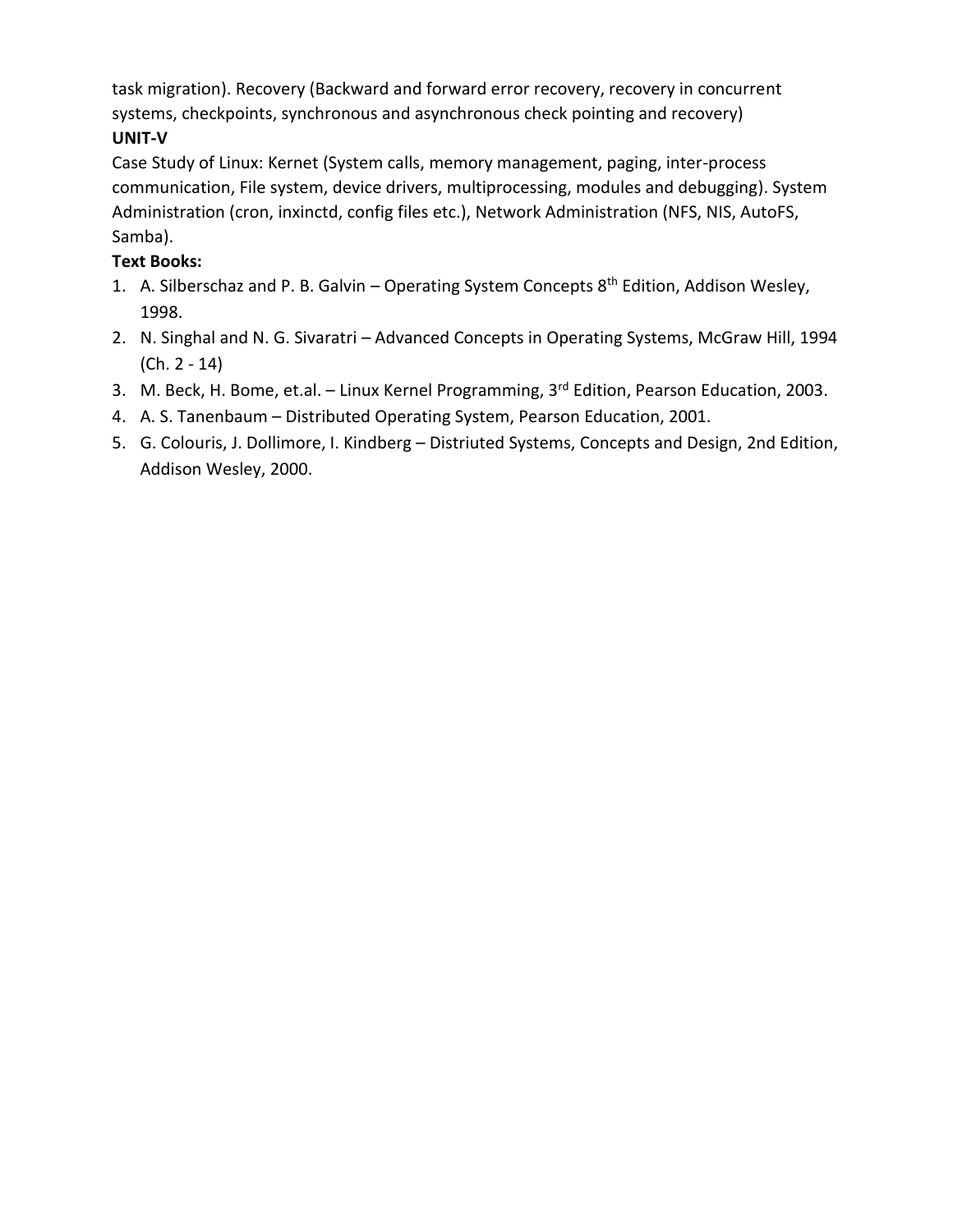task migration). Recovery (Backward and forward error recovery, recovery in concurrent systems, checkpoints, synchronous and asynchronous check pointing and recovery)

**UNIT-V**

Case Study of Linux: Kernet (System calls, memory management, paging, inter-process communication, File system, device drivers, multiprocessing, modules and debugging). System Administration (cron, inxinctd, config files etc.), Network Administration (NFS, NIS, AutoFS, Samba).

**Text Books:**

1. A. Silberschaz and P. B. Galvin – Operating System Concepts 8th Edition, Addison Wesley, 1998.
2. N. Singhal and N. G. Sivaratri – Advanced Concepts in Operating Systems, McGraw Hill, 1994 (Ch. 2 - 14)
3. M. Beck, H. Bome, et.al. – Linux Kernel Programming, 3rd Edition, Pearson Education, 2003.
4. A. S. Tanenbaum – Distributed Operating System, Pearson Education, 2001.
5. G. Colouris, J. Dollimore, I. Kindberg – Distriuted Systems, Concepts and Design, 2nd Edition, Addison Wesley, 2000.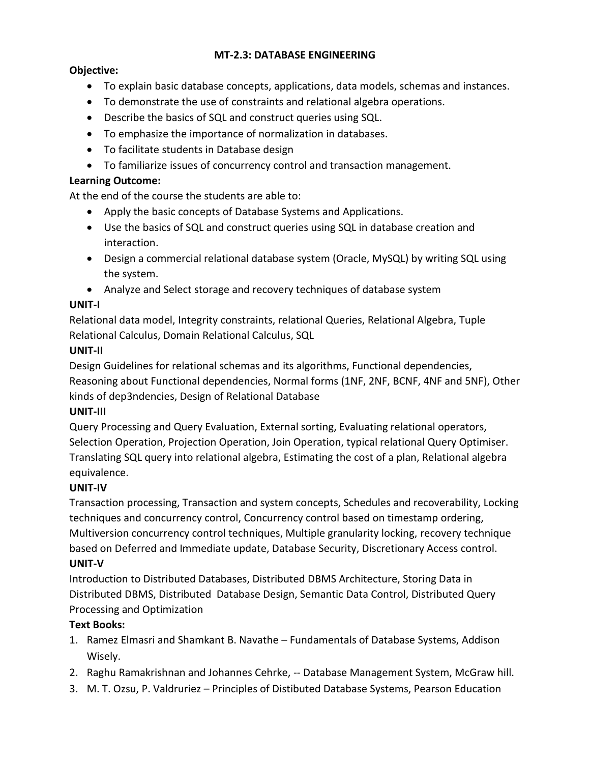# MT-2.3: DATABASE ENGINEERING

**Objective:**

- To explain basic database concepts, applications, data models, schemas and instances.
- To demonstrate the use of constraints and relational algebra operations.
- Describe the basics of SQL and construct queries using SQL.
- To emphasize the importance of normalization in databases.
- To facilitate students in Database design
- To familiarize issues of concurrency control and transaction management.

**Learning Outcome:**

At the end of the course the students are able to:

- Apply the basic concepts of Database Systems and Applications.
- Use the basics of SQL and construct queries using SQL in database creation and interaction.
- Design a commercial relational database system (Oracle, MySQL) by writing SQL using the system.
- Analyze and Select storage and recovery techniques of database system

**UNIT-I**

Relational data model, Integrity constraints, relational Queries, Relational Algebra, Tuple Relational Calculus, Domain Relational Calculus, SQL

**UNIT-II**

Design Guidelines for relational schemas and its algorithms, Functional dependencies, Reasoning about Functional dependencies, Normal forms (1NF, 2NF, BCNF, 4NF and 5NF), Other kinds of dep3ndencies, Design of Relational Database

**UNIT-III**

Query Processing and Query Evaluation, External sorting, Evaluating relational operators, Selection Operation, Projection Operation, Join Operation, typical relational Query Optimiser. Translating SQL query into relational algebra, Estimating the cost of a plan, Relational algebra equivalence.

**UNIT-IV**

Transaction processing, Transaction and system concepts, Schedules and recoverability, Locking techniques and concurrency control, Concurrency control based on timestamp ordering, Multiversion concurrency control techniques, Multiple granularity locking, recovery technique based on Deferred and Immediate update, Database Security, Discretionary Access control.

**UNIT-V**

Introduction to Distributed Databases, Distributed DBMS Architecture, Storing Data in Distributed DBMS, Distributed Database Design, Semantic Data Control, Distributed Query Processing and Optimization

**Text Books:**

1. Ramez Elmasri and Shamkant B. Navathe – Fundamentals of Database Systems, Addison Wisely.
2. Raghu Ramakrishnan and Johannes Cehrke, -- Database Management System, McGraw hill.
3. M. T. Ozsu, P. Valdruriez – Principles of Distibuted Database Systems, Pearson Education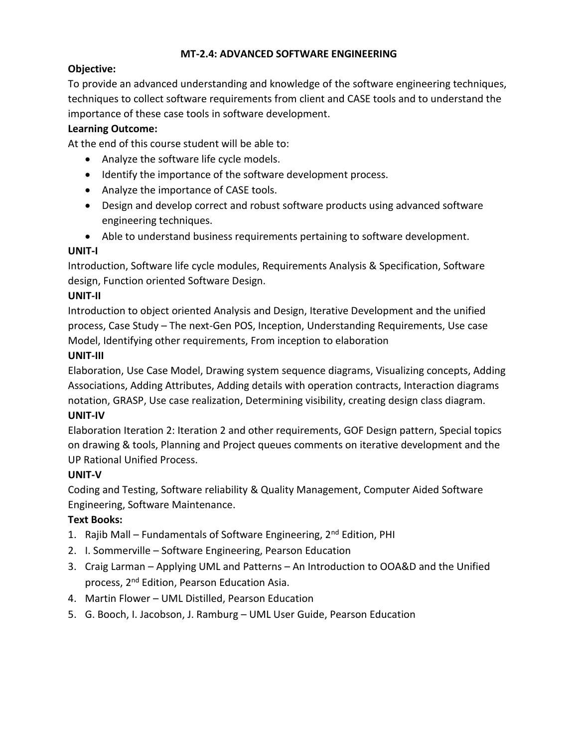## MT-2.4: ADVANCED SOFTWARE ENGINEERING

**Objective:**

To provide an advanced understanding and knowledge of the software engineering techniques, techniques to collect software requirements from client and CASE tools and to understand the importance of these case tools in software development.

**Learning Outcome:**

At the end of this course student will be able to:

- Analyze the software life cycle models.
- Identify the importance of the software development process.
- Analyze the importance of CASE tools.
- Design and develop correct and robust software products using advanced software engineering techniques.
- Able to understand business requirements pertaining to software development.

**UNIT-I**

Introduction, Software life cycle modules, Requirements Analysis & Specification, Software design, Function oriented Software Design.

**UNIT-II**

Introduction to object oriented Analysis and Design, Iterative Development and the unified process, Case Study – The next-Gen POS, Inception, Understanding Requirements, Use case Model, Identifying other requirements, From inception to elaboration

**UNIT-III**

Elaboration, Use Case Model, Drawing system sequence diagrams, Visualizing concepts, Adding Associations, Adding Attributes, Adding details with operation contracts, Interaction diagrams notation, GRASP, Use case realization, Determining visibility, creating design class diagram.

**UNIT-IV**

Elaboration Iteration 2: Iteration 2 and other requirements, GOF Design pattern, Special topics on drawing & tools, Planning and Project queues comments on iterative development and the UP Rational Unified Process.

**UNIT-V**

Coding and Testing, Software reliability & Quality Management, Computer Aided Software Engineering, Software Maintenance.

**Text Books:**

1. Rajib Mall – Fundamentals of Software Engineering, 2nd Edition, PHI
2. I. Sommerville – Software Engineering, Pearson Education
3. Craig Larman – Applying UML and Patterns – An Introduction to OOA&D and the Unified process, 2nd Edition, Pearson Education Asia.
4. Martin Flower – UML Distilled, Pearson Education
5. G. Booch, I. Jacobson, J. Ramburg – UML User Guide, Pearson Education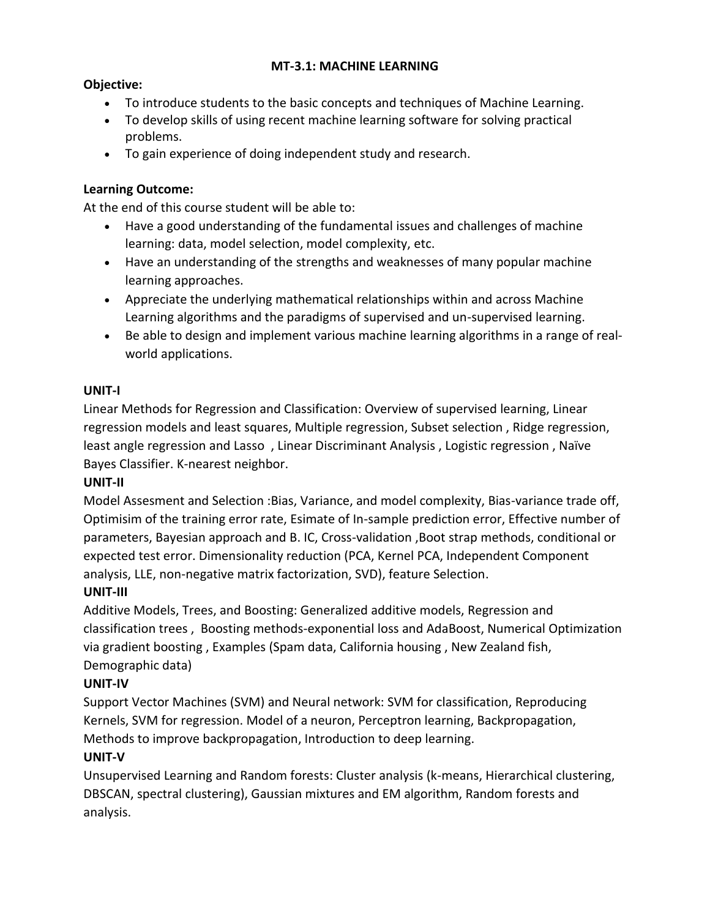# MT-3.1: MACHINE LEARNING

**Objective:**

- To introduce students to the basic concepts and techniques of Machine Learning.
- To develop skills of using recent machine learning software for solving practical problems.
- To gain experience of doing independent study and research.

**Learning Outcome:**

At the end of this course student will be able to:

- Have a good understanding of the fundamental issues and challenges of machine learning: data, model selection, model complexity, etc.
- Have an understanding of the strengths and weaknesses of many popular machine learning approaches.
- Appreciate the underlying mathematical relationships within and across Machine Learning algorithms and the paradigms of supervised and un-supervised learning.
- Be able to design and implement various machine learning algorithms in a range of real-world applications.

**UNIT-I**

Linear Methods for Regression and Classification: Overview of supervised learning, Linear regression models and least squares, Multiple regression, Subset selection , Ridge regression, least angle regression and Lasso , Linear Discriminant Analysis , Logistic regression , Naïve Bayes Classifier. K-nearest neighbor.

**UNIT-II**

Model Assesment and Selection :Bias, Variance, and model complexity, Bias-variance trade off, Optimisim of the training error rate, Esimate of In-sample prediction error, Effective number of parameters, Bayesian approach and B. IC, Cross-validation ,Boot strap methods, conditional or expected test error. Dimensionality reduction (PCA, Kernel PCA, Independent Component analysis, LLE, non-negative matrix factorization, SVD), feature Selection.

**UNIT-III**

Additive Models, Trees, and Boosting: Generalized additive models, Regression and classification trees , Boosting methods-exponential loss and AdaBoost, Numerical Optimization via gradient boosting , Examples (Spam data, California housing , New Zealand fish, Demographic data)

**UNIT-IV**

Support Vector Machines (SVM) and Neural network: SVM for classification, Reproducing Kernels, SVM for regression. Model of a neuron, Perceptron learning, Backpropagation, Methods to improve backpropagation, Introduction to deep learning.

**UNIT-V**

Unsupervised Learning and Random forests: Cluster analysis (k-means, Hierarchical clustering, DBSCAN, spectral clustering), Gaussian mixtures and EM algorithm, Random forests and analysis.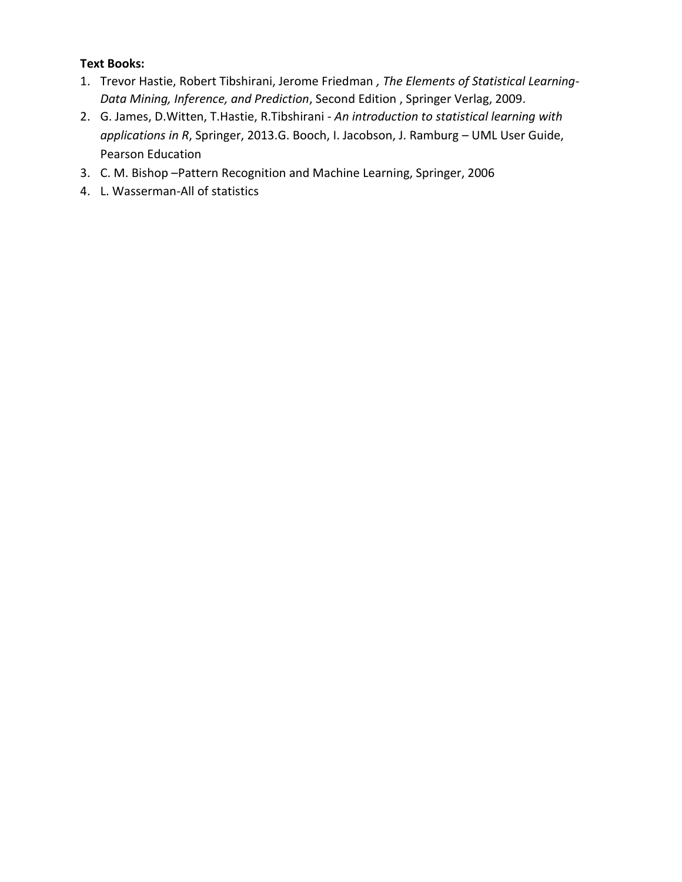**Text Books:**

1. Trevor Hastie, Robert Tibshirani, Jerome Friedman *, The Elements of Statistical Learning-Data Mining, Inference, and Prediction*, Second Edition , Springer Verlag, 2009.
2. G. James, D.Witten, T.Hastie, R.Tibshirani - *An introduction to statistical learning with applications in R*, Springer, 2013.G. Booch, I. Jacobson, J. Ramburg – UML User Guide, Pearson Education
3. C. M. Bishop –Pattern Recognition and Machine Learning, Springer, 2006
4. L. Wasserman-All of statistics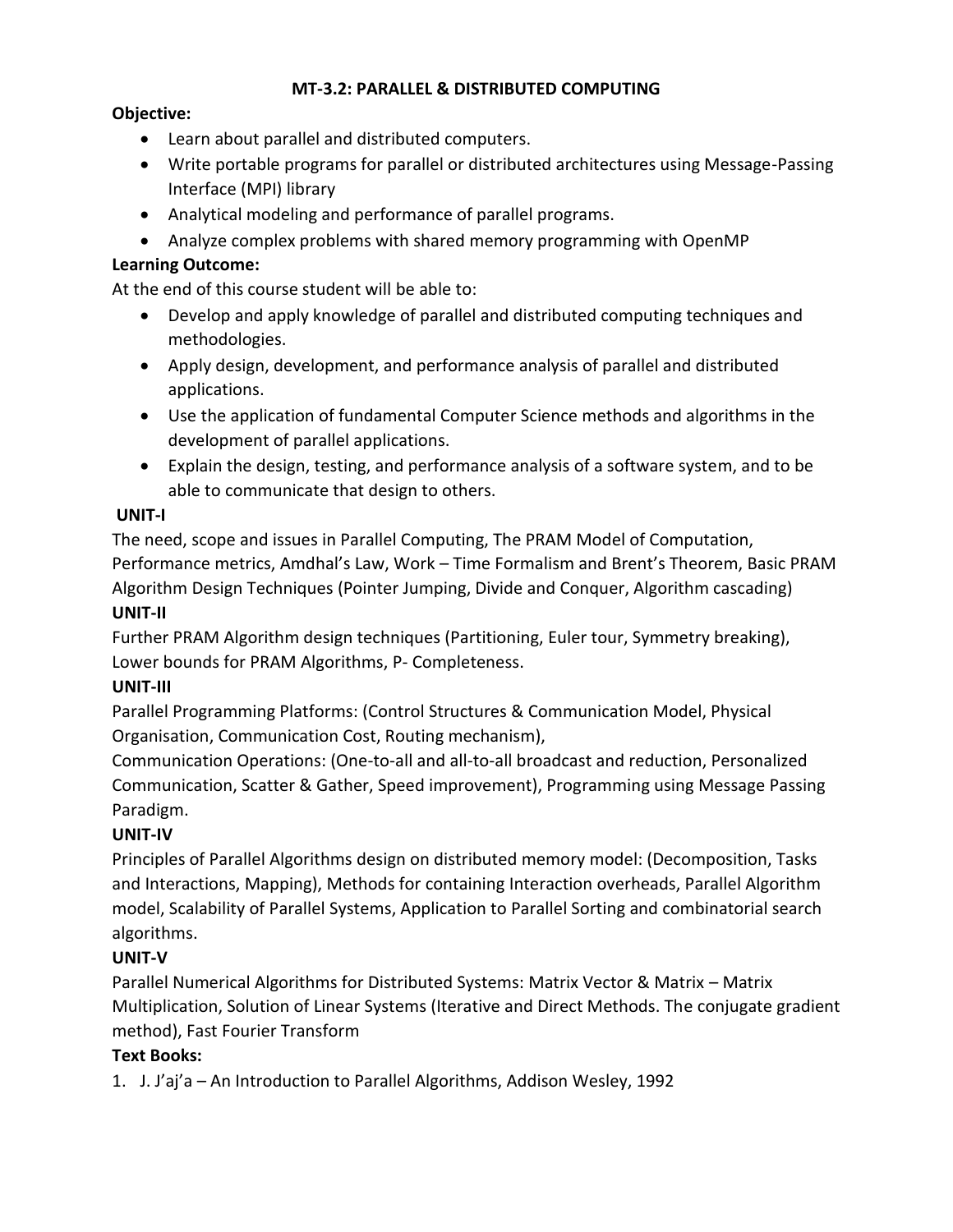# MT-3.2: PARALLEL & DISTRIBUTED COMPUTING

**Objective:**

- Learn about parallel and distributed computers.
- Write portable programs for parallel or distributed architectures using Message-Passing Interface (MPI) library
- Analytical modeling and performance of parallel programs.
- Analyze complex problems with shared memory programming with OpenMP

**Learning Outcome:**

At the end of this course student will be able to:

- Develop and apply knowledge of parallel and distributed computing techniques and methodologies.
- Apply design, development, and performance analysis of parallel and distributed applications.
- Use the application of fundamental Computer Science methods and algorithms in the development of parallel applications.
- Explain the design, testing, and performance analysis of a software system, and to be able to communicate that design to others.

**UNIT-I**

The need, scope and issues in Parallel Computing, The PRAM Model of Computation, Performance metrics, Amdhal's Law, Work – Time Formalism and Brent's Theorem, Basic PRAM Algorithm Design Techniques (Pointer Jumping, Divide and Conquer, Algorithm cascading)

**UNIT-II**

Further PRAM Algorithm design techniques (Partitioning, Euler tour, Symmetry breaking), Lower bounds for PRAM Algorithms, P- Completeness.

**UNIT-III**

Parallel Programming Platforms: (Control Structures & Communication Model, Physical Organisation, Communication Cost, Routing mechanism),

Communication Operations: (One-to-all and all-to-all broadcast and reduction, Personalized Communication, Scatter & Gather, Speed improvement), Programming using Message Passing Paradigm.

**UNIT-IV**

Principles of Parallel Algorithms design on distributed memory model: (Decomposition, Tasks and Interactions, Mapping), Methods for containing Interaction overheads, Parallel Algorithm model, Scalability of Parallel Systems, Application to Parallel Sorting and combinatorial search algorithms.

**UNIT-V**

Parallel Numerical Algorithms for Distributed Systems: Matrix Vector & Matrix – Matrix Multiplication, Solution of Linear Systems (Iterative and Direct Methods. The conjugate gradient method), Fast Fourier Transform

**Text Books:**

1. J. J'aj'a – An Introduction to Parallel Algorithms, Addison Wesley, 1992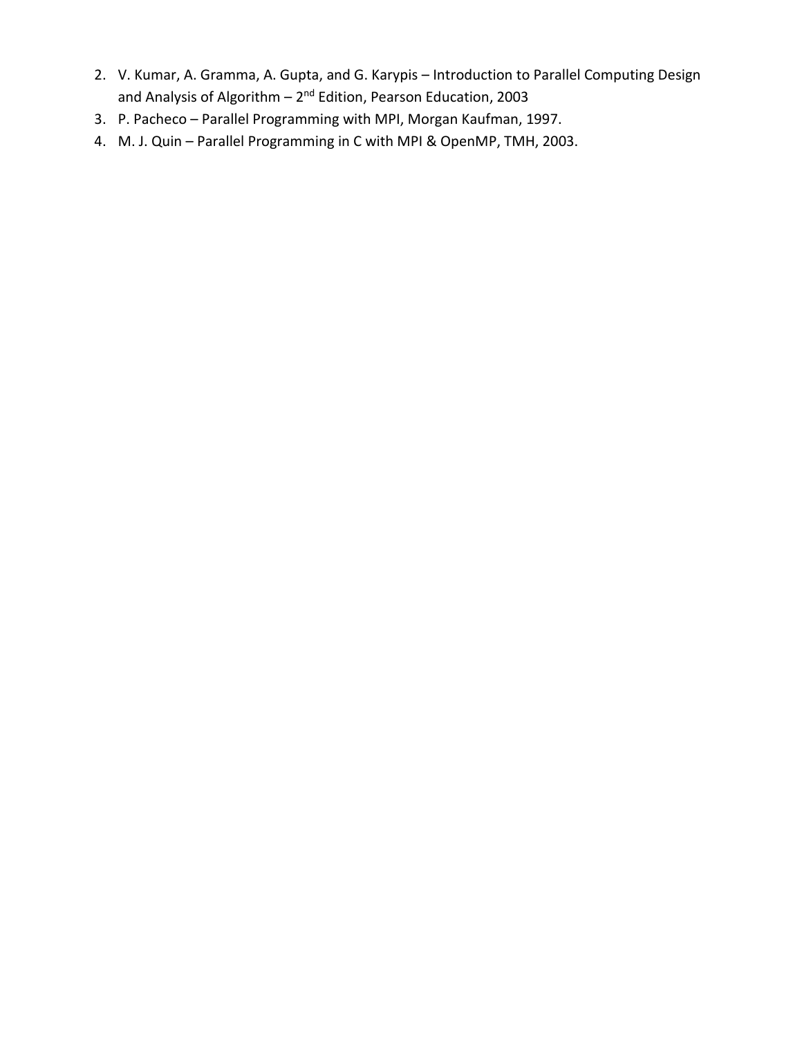2. V. Kumar, A. Gramma, A. Gupta, and G. Karypis – Introduction to Parallel Computing Design and Analysis of Algorithm – 2nd Edition, Pearson Education, 2003
3. P. Pacheco – Parallel Programming with MPI, Morgan Kaufman, 1997.
4. M. J. Quin – Parallel Programming in C with MPI & OpenMP, TMH, 2003.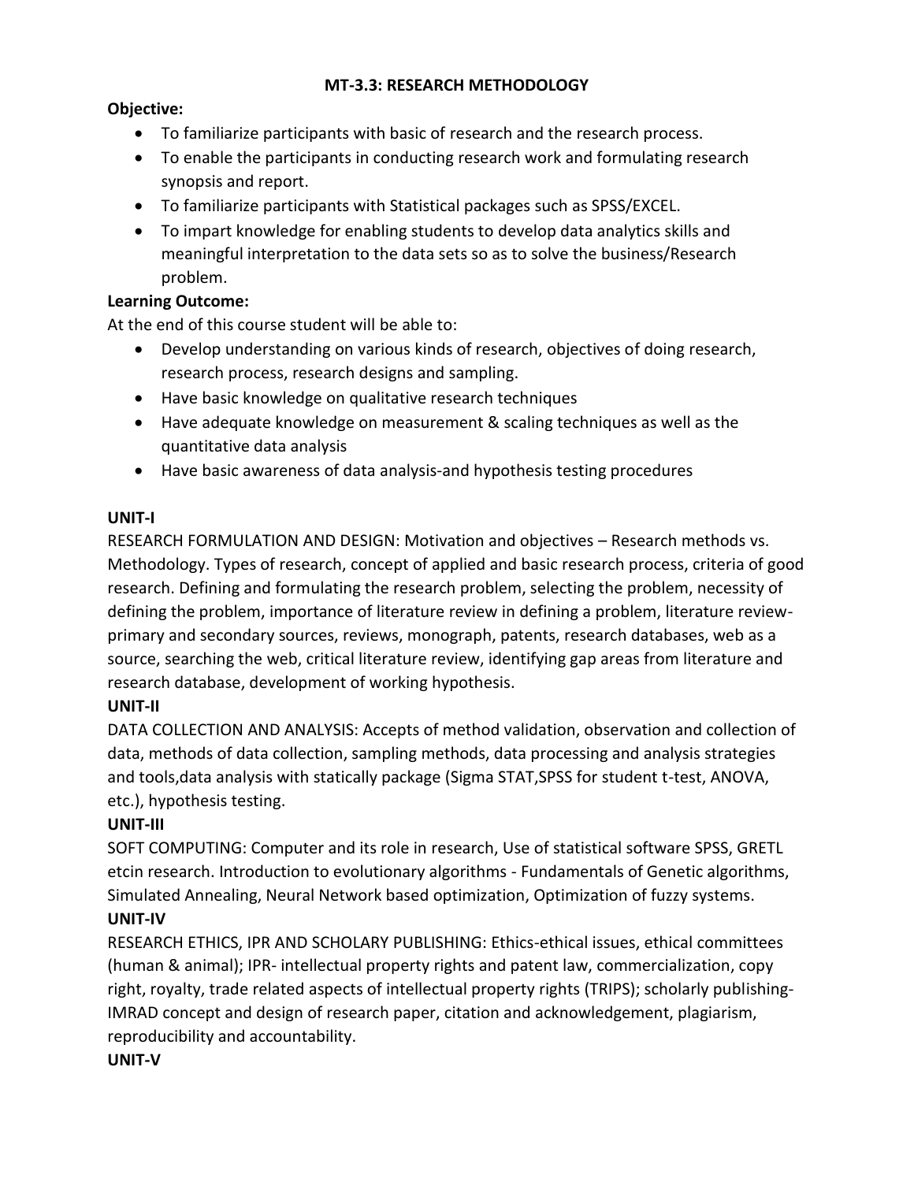## MT-3.3: RESEARCH METHODOLOGY

**Objective:**

- To familiarize participants with basic of research and the research process.
- To enable the participants in conducting research work and formulating research synopsis and report.
- To familiarize participants with Statistical packages such as SPSS/EXCEL.
- To impart knowledge for enabling students to develop data analytics skills and meaningful interpretation to the data sets so as to solve the business/Research problem.

**Learning Outcome:**

At the end of this course student will be able to:

- Develop understanding on various kinds of research, objectives of doing research, research process, research designs and sampling.
- Have basic knowledge on qualitative research techniques
- Have adequate knowledge on measurement & scaling techniques as well as the quantitative data analysis
- Have basic awareness of data analysis-and hypothesis testing procedures

**UNIT-I**

RESEARCH FORMULATION AND DESIGN: Motivation and objectives – Research methods vs. Methodology. Types of research, concept of applied and basic research process, criteria of good research. Defining and formulating the research problem, selecting the problem, necessity of defining the problem, importance of literature review in defining a problem, literature review-primary and secondary sources, reviews, monograph, patents, research databases, web as a source, searching the web, critical literature review, identifying gap areas from literature and research database, development of working hypothesis.

**UNIT-II**

DATA COLLECTION AND ANALYSIS: Accepts of method validation, observation and collection of data, methods of data collection, sampling methods, data processing and analysis strategies and tools,data analysis with statically package (Sigma STAT,SPSS for student t-test, ANOVA, etc.), hypothesis testing.

**UNIT-III**

SOFT COMPUTING: Computer and its role in research, Use of statistical software SPSS, GRETL etcin research. Introduction to evolutionary algorithms - Fundamentals of Genetic algorithms, Simulated Annealing, Neural Network based optimization, Optimization of fuzzy systems.

**UNIT-IV**

RESEARCH ETHICS, IPR AND SCHOLARY PUBLISHING: Ethics-ethical issues, ethical committees (human & animal); IPR- intellectual property rights and patent law, commercialization, copy right, royalty, trade related aspects of intellectual property rights (TRIPS); scholarly publishing-IMRAD concept and design of research paper, citation and acknowledgement, plagiarism, reproducibility and accountability.

**UNIT-V**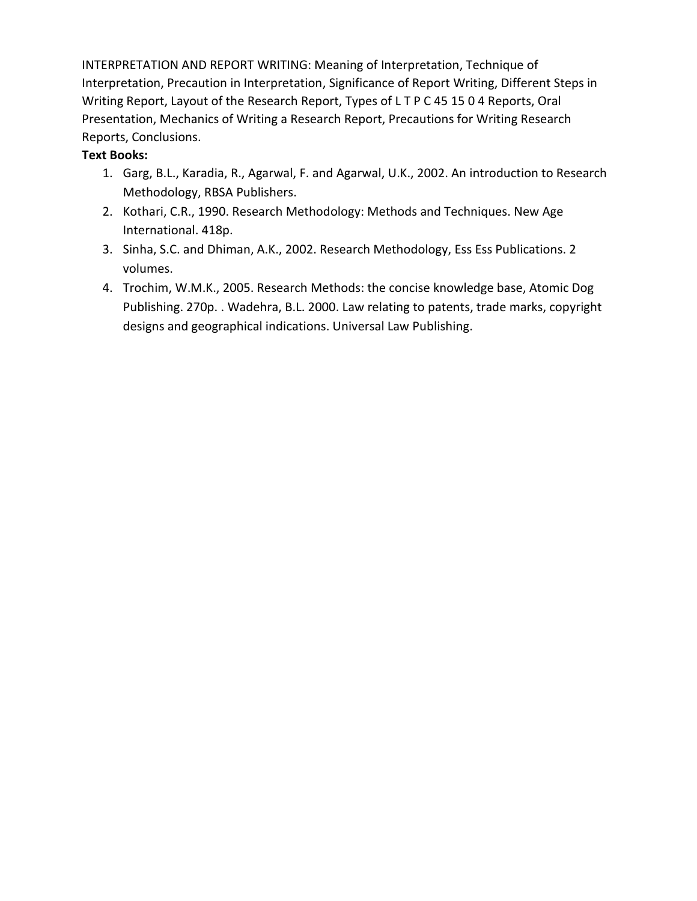INTERPRETATION AND REPORT WRITING: Meaning of Interpretation, Technique of Interpretation, Precaution in Interpretation, Significance of Report Writing, Different Steps in Writing Report, Layout of the Research Report, Types of L T P C 45 15 0 4 Reports, Oral Presentation, Mechanics of Writing a Research Report, Precautions for Writing Research Reports, Conclusions.

**Text Books:**

1. Garg, B.L., Karadia, R., Agarwal, F. and Agarwal, U.K., 2002. An introduction to Research Methodology, RBSA Publishers.
2. Kothari, C.R., 1990. Research Methodology: Methods and Techniques. New Age International. 418p.
3. Sinha, S.C. and Dhiman, A.K., 2002. Research Methodology, Ess Ess Publications. 2 volumes.
4. Trochim, W.M.K., 2005. Research Methods: the concise knowledge base, Atomic Dog Publishing. 270p. . Wadehra, B.L. 2000. Law relating to patents, trade marks, copyright designs and geographical indications. Universal Law Publishing.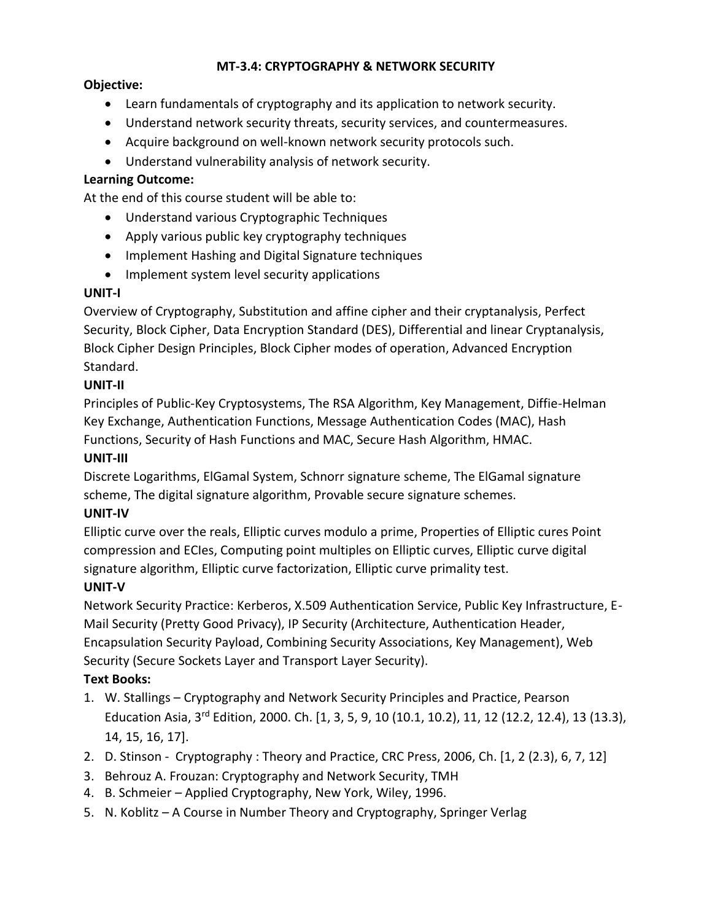## MT-3.4: CRYPTOGRAPHY & NETWORK SECURITY

**Objective:**

- Learn fundamentals of cryptography and its application to network security.
- Understand network security threats, security services, and countermeasures.
- Acquire background on well-known network security protocols such.
- Understand vulnerability analysis of network security.

**Learning Outcome:**

At the end of this course student will be able to:

- Understand various Cryptographic Techniques
- Apply various public key cryptography techniques
- Implement Hashing and Digital Signature techniques
- Implement system level security applications

**UNIT-I**

Overview of Cryptography, Substitution and affine cipher and their cryptanalysis, Perfect Security, Block Cipher, Data Encryption Standard (DES), Differential and linear Cryptanalysis, Block Cipher Design Principles, Block Cipher modes of operation, Advanced Encryption Standard.

**UNIT-II**

Principles of Public-Key Cryptosystems, The RSA Algorithm, Key Management, Diffie-Helman Key Exchange, Authentication Functions, Message Authentication Codes (MAC), Hash Functions, Security of Hash Functions and MAC, Secure Hash Algorithm, HMAC.

**UNIT-III**

Discrete Logarithms, ElGamal System, Schnorr signature scheme, The ElGamal signature scheme, The digital signature algorithm, Provable secure signature schemes.

**UNIT-IV**

Elliptic curve over the reals, Elliptic curves modulo a prime, Properties of Elliptic cures Point compression and ECIes, Computing point multiples on Elliptic curves, Elliptic curve digital signature algorithm, Elliptic curve factorization, Elliptic curve primality test.

**UNIT-V**

Network Security Practice: Kerberos, X.509 Authentication Service, Public Key Infrastructure, E-Mail Security (Pretty Good Privacy), IP Security (Architecture, Authentication Header, Encapsulation Security Payload, Combining Security Associations, Key Management), Web Security (Secure Sockets Layer and Transport Layer Security).

**Text Books:**

1. W. Stallings – Cryptography and Network Security Principles and Practice, Pearson Education Asia, 3rd Edition, 2000. Ch. [1, 3, 5, 9, 10 (10.1, 10.2), 11, 12 (12.2, 12.4), 13 (13.3), 14, 15, 16, 17].
2. D. Stinson - Cryptography : Theory and Practice, CRC Press, 2006, Ch. [1, 2 (2.3), 6, 7, 12]
3. Behrouz A. Frouzan: Cryptography and Network Security, TMH
4. B. Schmeier – Applied Cryptography, New York, Wiley, 1996.
5. N. Koblitz – A Course in Number Theory and Cryptography, Springer Verlag